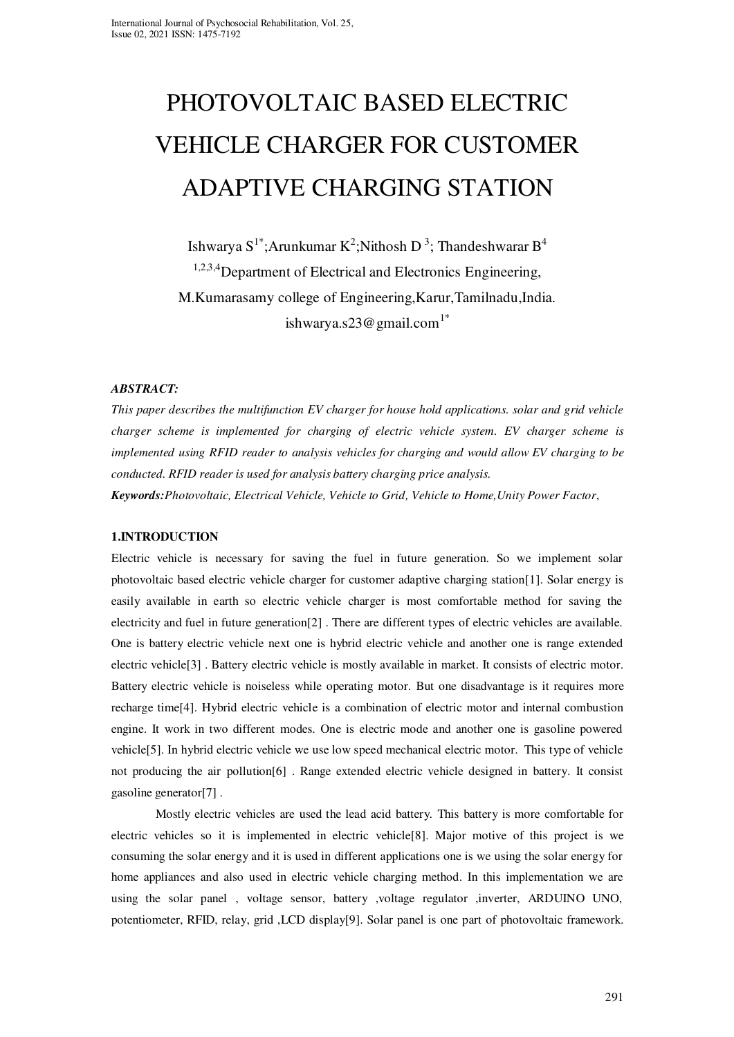# PHOTOVOLTAIC BASED ELECTRIC VEHICLE CHARGER FOR CUSTOMER ADAPTIVE CHARGING STATION

Ishwarya S[1*];Arunkumar K[2];Nithosh D [3]; Thandeshwarar B[4]

[1,2,3,4]Department of Electrical and Electronics Engineering,

M.Kumarasamy college of Engineering,Karur,Tamilnadu,India.

ishwarya.s23@gmail.com[1*]

***ABSTRACT:***

*This paper describes the multifunction EV charger for house hold applications. solar and grid vehicle charger scheme is implemented for charging of electric vehicle system. EV charger scheme is implemented using RFID reader to analysis vehicles for charging and would allow EV charging to be conducted. RFID reader is used for analysis battery charging price analysis.*

***Keywords:****Photovoltaic, Electrical Vehicle, Vehicle to Grid, Vehicle to Home,Unity Power Factor*,

## 1.INTRODUCTION

Electric vehicle is necessary for saving the fuel in future generation. So we implement solar photovoltaic based electric vehicle charger for customer adaptive charging station[1]. Solar energy is easily available in earth so electric vehicle charger is most comfortable method for saving the electricity and fuel in future generation[2] . There are different types of electric vehicles are available. One is battery electric vehicle next one is hybrid electric vehicle and another one is range extended electric vehicle[3] . Battery electric vehicle is mostly available in market. It consists of electric motor. Battery electric vehicle is noiseless while operating motor. But one disadvantage is it requires more recharge time[4]. Hybrid electric vehicle is a combination of electric motor and internal combustion engine. It work in two different modes. One is electric mode and another one is gasoline powered vehicle[5]. In hybrid electric vehicle we use low speed mechanical electric motor. This type of vehicle not producing the air pollution[6] . Range extended electric vehicle designed in battery. It consist gasoline generator[7] .

Mostly electric vehicles are used the lead acid battery. This battery is more comfortable for electric vehicles so it is implemented in electric vehicle[8]. Major motive of this project is we consuming the solar energy and it is used in different applications one is we using the solar energy for home appliances and also used in electric vehicle charging method. In this implementation we are using the solar panel , voltage sensor, battery ,voltage regulator ,inverter, ARDUINO UNO, potentiometer, RFID, relay, grid ,LCD display[9]. Solar panel is one part of photovoltaic framework.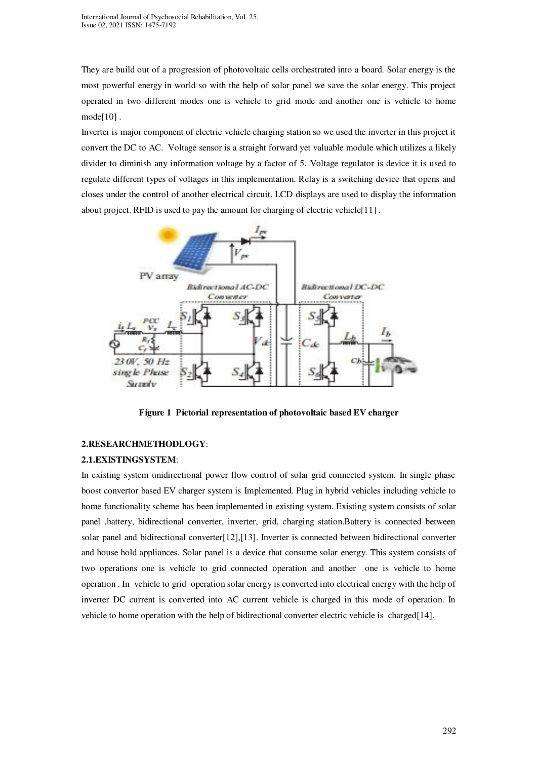They are build out of a progression of photovoltaic cells orchestrated into a board. Solar energy is the most powerful energy in world so with the help of solar panel we save the solar energy. This project operated in two different modes one is vehicle to grid mode and another one is vehicle to home mode[10] .

Inverter is major component of electric vehicle charging station so we used the inverter in this project it convert the DC to AC. Voltage sensor is a straight forward yet valuable module which utilizes a likely divider to diminish any information voltage by a factor of 5. Voltage regulator is device it is used to regulate different types of voltages in this implementation. Relay is a switching device that opens and closes under the control of another electrical circuit. LCD displays are used to display the information about project. RFID is used to pay the amount for charging of electric vehicle[11] .

**Figure 1 Pictorial representation of photovoltaic based EV charger**

## 2.RESEARCHMETHODLOGY:

### 2.1.EXISTINGSYSTEM:

In existing system unidirectional power flow control of solar grid connected system. In single phase boost convertor based EV charger system is Implemented. Plug in hybrid vehicles including vehicle to home functionality scheme has been implemented in existing system. Existing system consists of solar panel ,battery, bidirectional converter, inverter, grid, charging station.Battery is connected between solar panel and bidirectional converter[12],[13]. Inverter is connected between bidirectional converter and house hold appliances. Solar panel is a device that consume solar energy. This system consists of two operations one is vehicle to grid connected operation and another one is vehicle to home operation . In vehicle to grid operation solar energy is converted into electrical energy with the help of inverter DC current is converted into AC current vehicle is charged in this mode of operation. In vehicle to home operation with the help of bidirectional converter electric vehicle is charged[14].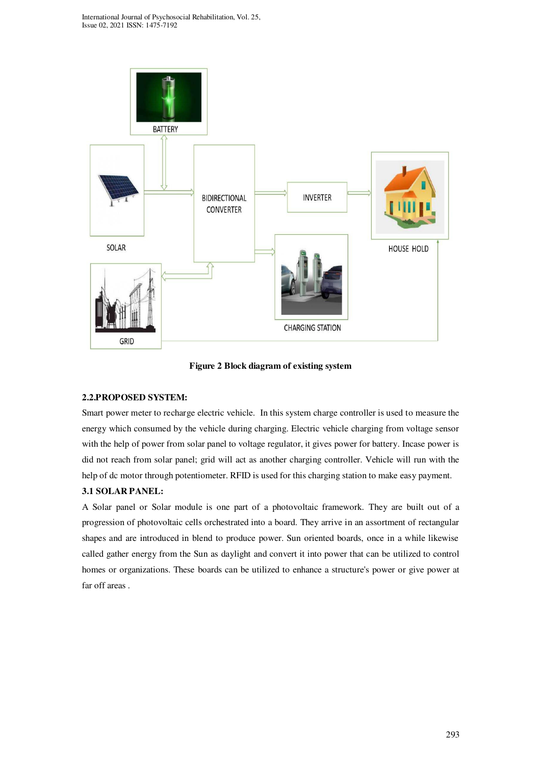**Figure 2 Block diagram of existing system**

### 2.2.PROPOSED SYSTEM:

Smart power meter to recharge electric vehicle. In this system charge controller is used to measure the energy which consumed by the vehicle during charging. Electric vehicle charging from voltage sensor with the help of power from solar panel to voltage regulator, it gives power for battery. Incase power is did not reach from solar panel; grid will act as another charging controller. Vehicle will run with the help of dc motor through potentiometer. RFID is used for this charging station to make easy payment.

### 3.1 SOLAR PANEL:

A Solar panel or Solar module is one part of a photovoltaic framework. They are built out of a progression of photovoltaic cells orchestrated into a board. They arrive in an assortment of rectangular shapes and are introduced in blend to produce power. Sun oriented boards, once in a while likewise called gather energy from the Sun as daylight and convert it into power that can be utilized to control homes or organizations. These boards can be utilized to enhance a structure's power or give power at far off areas .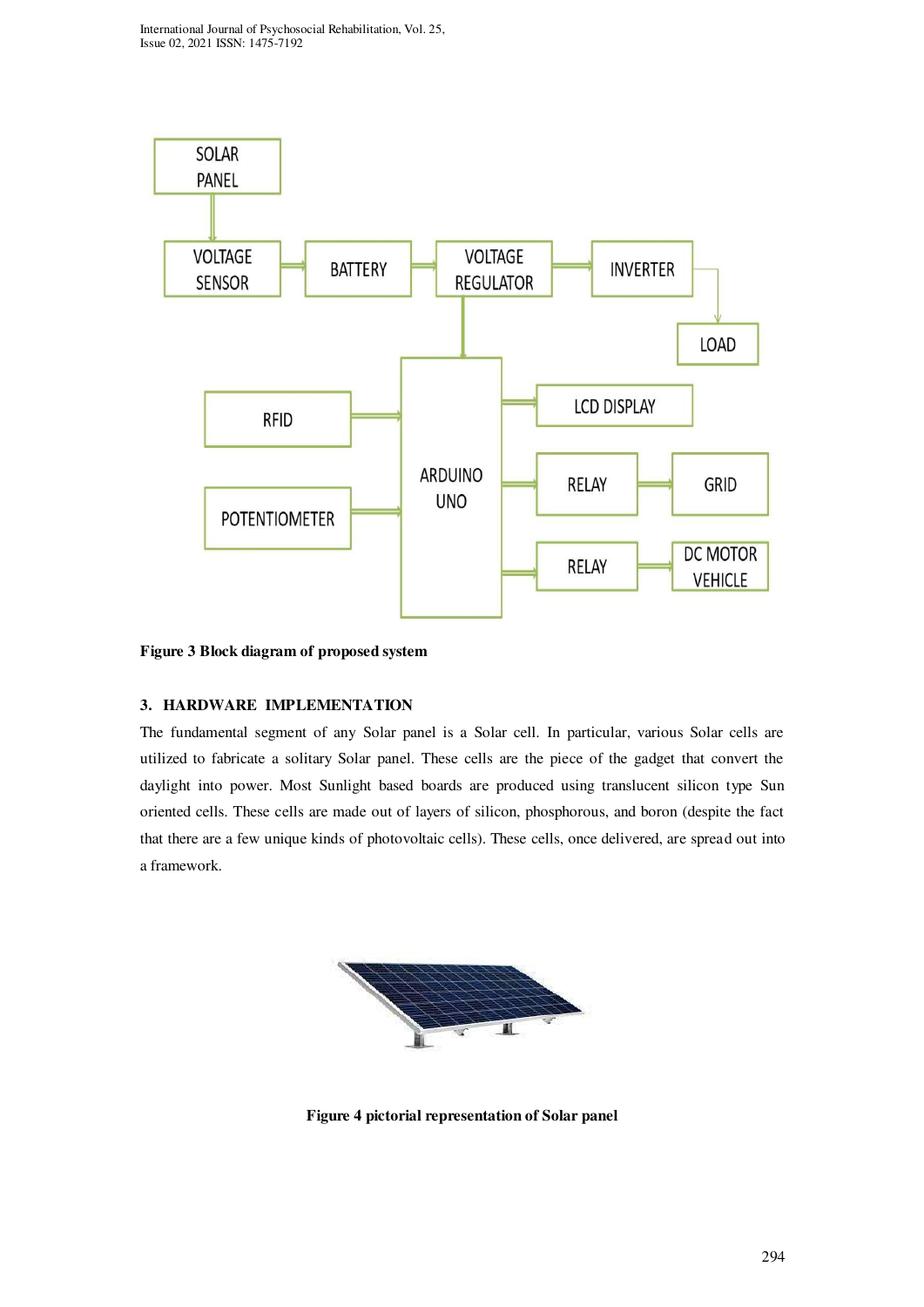Figure 3 Block diagram of proposed system

## 3. HARDWARE IMPLEMENTATION

The fundamental segment of any Solar panel is a Solar cell. In particular, various Solar cells are utilized to fabricate a solitary Solar panel. These cells are the piece of the gadget that convert the daylight into power. Most Sunlight based boards are produced using translucent silicon type Sun oriented cells. These cells are made out of layers of silicon, phosphorous, and boron (despite the fact that there are a few unique kinds of photovoltaic cells). These cells, once delivered, are spread out into a framework.

Figure 4 pictorial representation of Solar panel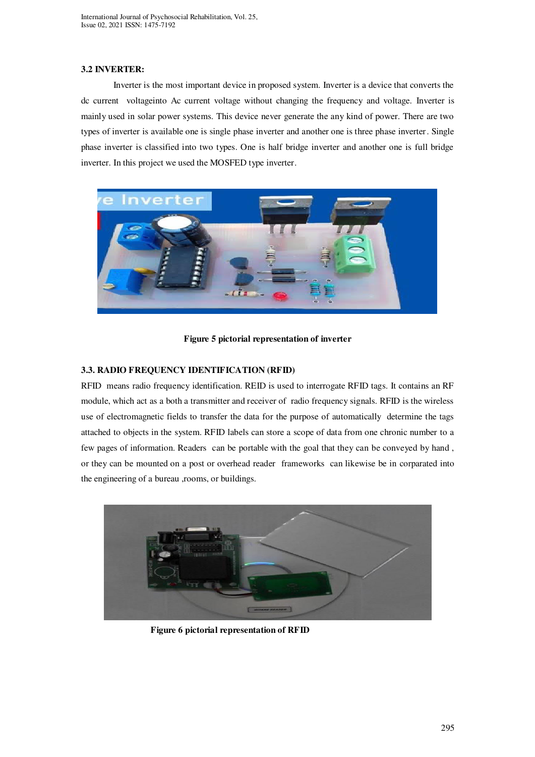### 3.2 INVERTER:

Inverter is the most important device in proposed system. Inverter is a device that converts the dc current voltageinto Ac current voltage without changing the frequency and voltage. Inverter is mainly used in solar power systems. This device never generate the any kind of power. There are two types of inverter is available one is single phase inverter and another one is three phase inverter. Single phase inverter is classified into two types. One is half bridge inverter and another one is full bridge inverter. In this project we used the MOSFED type inverter.

**Figure 5 pictorial representation of inverter**

### 3.3. RADIO FREQUENCY IDENTIFICATION (RFID)

RFID means radio frequency identification. REID is used to interrogate RFID tags. It contains an RF module, which act as a both a transmitter and receiver of radio frequency signals. RFID is the wireless use of electromagnetic fields to transfer the data for the purpose of automatically determine the tags attached to objects in the system. RFID labels can store a scope of data from one chronic number to a few pages of information. Readers can be portable with the goal that they can be conveyed by hand , or they can be mounted on a post or overhead reader frameworks can likewise be in corparated into the engineering of a bureau ,rooms, or buildings.

**Figure 6 pictorial representation of RFID**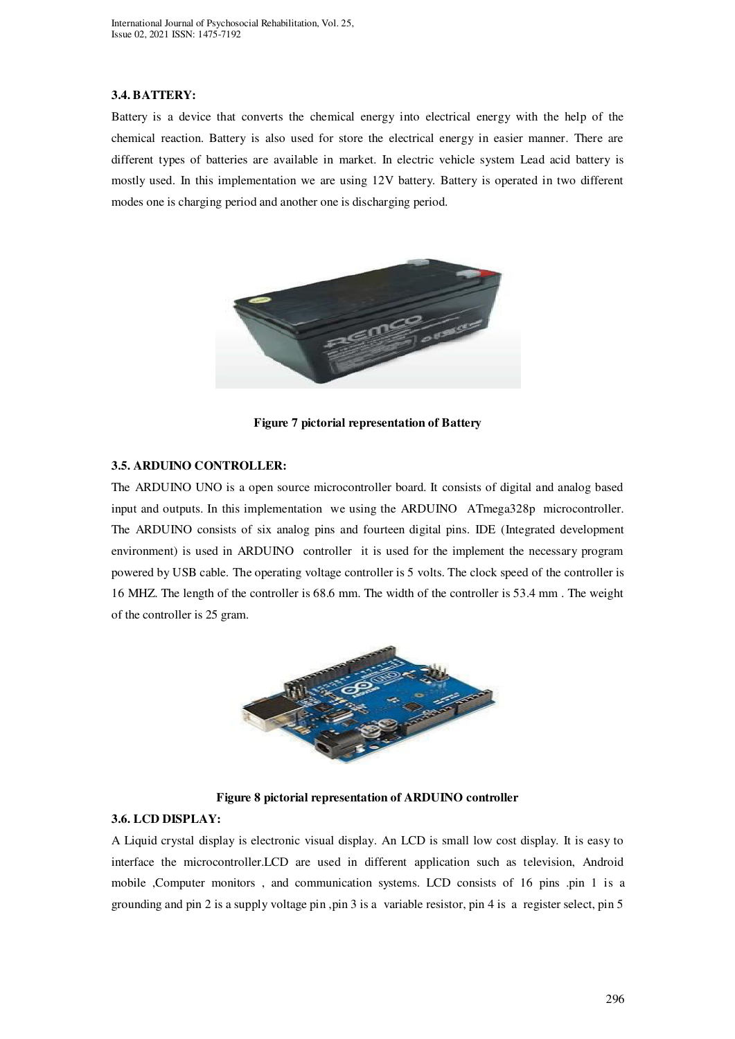### 3.4. BATTERY:

Battery is a device that converts the chemical energy into electrical energy with the help of the chemical reaction. Battery is also used for store the electrical energy in easier manner. There are different types of batteries are available in market. In electric vehicle system Lead acid battery is mostly used. In this implementation we are using 12V battery. Battery is operated in two different modes one is charging period and another one is discharging period.

**Figure 7 pictorial representation of Battery**

### 3.5. ARDUINO CONTROLLER:

The ARDUINO UNO is a open source microcontroller board. It consists of digital and analog based input and outputs. In this implementation we using the ARDUINO ATmega328p microcontroller. The ARDUINO consists of six analog pins and fourteen digital pins. IDE (Integrated development environment) is used in ARDUINO controller it is used for the implement the necessary program powered by USB cable. The operating voltage controller is 5 volts. The clock speed of the controller is 16 MHZ. The length of the controller is 68.6 mm. The width of the controller is 53.4 mm . The weight of the controller is 25 gram.

**Figure 8 pictorial representation of ARDUINO controller**

### 3.6. LCD DISPLAY:

A Liquid crystal display is electronic visual display. An LCD is small low cost display. It is easy to interface the microcontroller.LCD are used in different application such as television, Android mobile ,Computer monitors , and communication systems. LCD consists of 16 pins .pin 1 is a grounding and pin 2 is a supply voltage pin ,pin 3 is a variable resistor, pin 4 is a register select, pin 5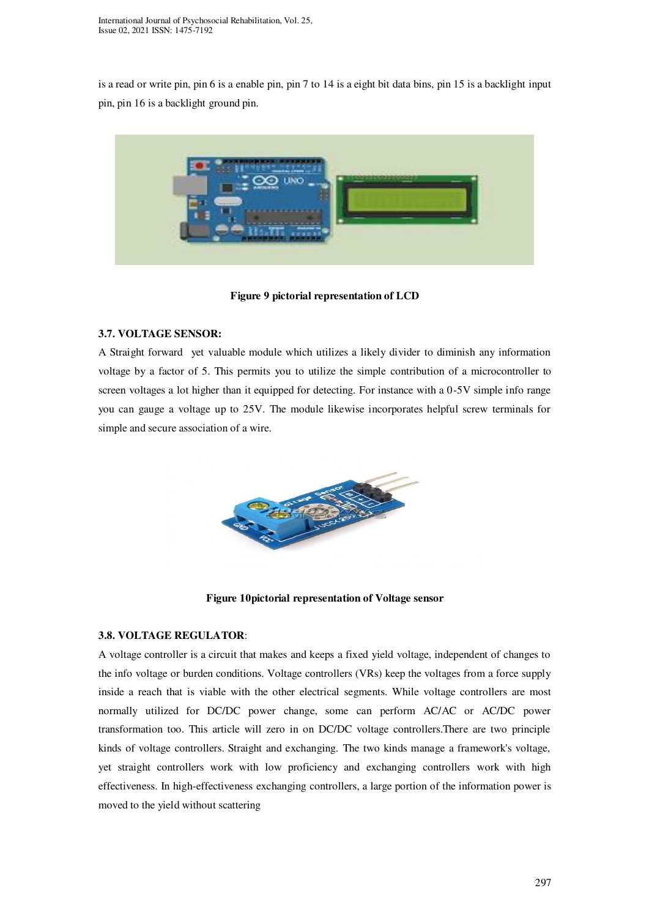is a read or write pin, pin 6 is a enable pin, pin 7 to 14 is a eight bit data bins, pin 15 is a backlight input pin, pin 16 is a backlight ground pin.

**Figure 9 pictorial representation of LCD**

### 3.7. VOLTAGE SENSOR:

A Straight forward yet valuable module which utilizes a likely divider to diminish any information voltage by a factor of 5. This permits you to utilize the simple contribution of a microcontroller to screen voltages a lot higher than it equipped for detecting. For instance with a 0-5V simple info range you can gauge a voltage up to 25V. The module likewise incorporates helpful screw terminals for simple and secure association of a wire.

**Figure 10pictorial representation of Voltage sensor**

### 3.8. VOLTAGE REGULATOR:

A voltage controller is a circuit that makes and keeps a fixed yield voltage, independent of changes to the info voltage or burden conditions. Voltage controllers (VRs) keep the voltages from a force supply inside a reach that is viable with the other electrical segments. While voltage controllers are most normally utilized for DC/DC power change, some can perform AC/AC or AC/DC power transformation too. This article will zero in on DC/DC voltage controllers.There are two principle kinds of voltage controllers. Straight and exchanging. The two kinds manage a framework's voltage, yet straight controllers work with low proficiency and exchanging controllers work with high effectiveness. In high-effectiveness exchanging controllers, a large portion of the information power is moved to the yield without scattering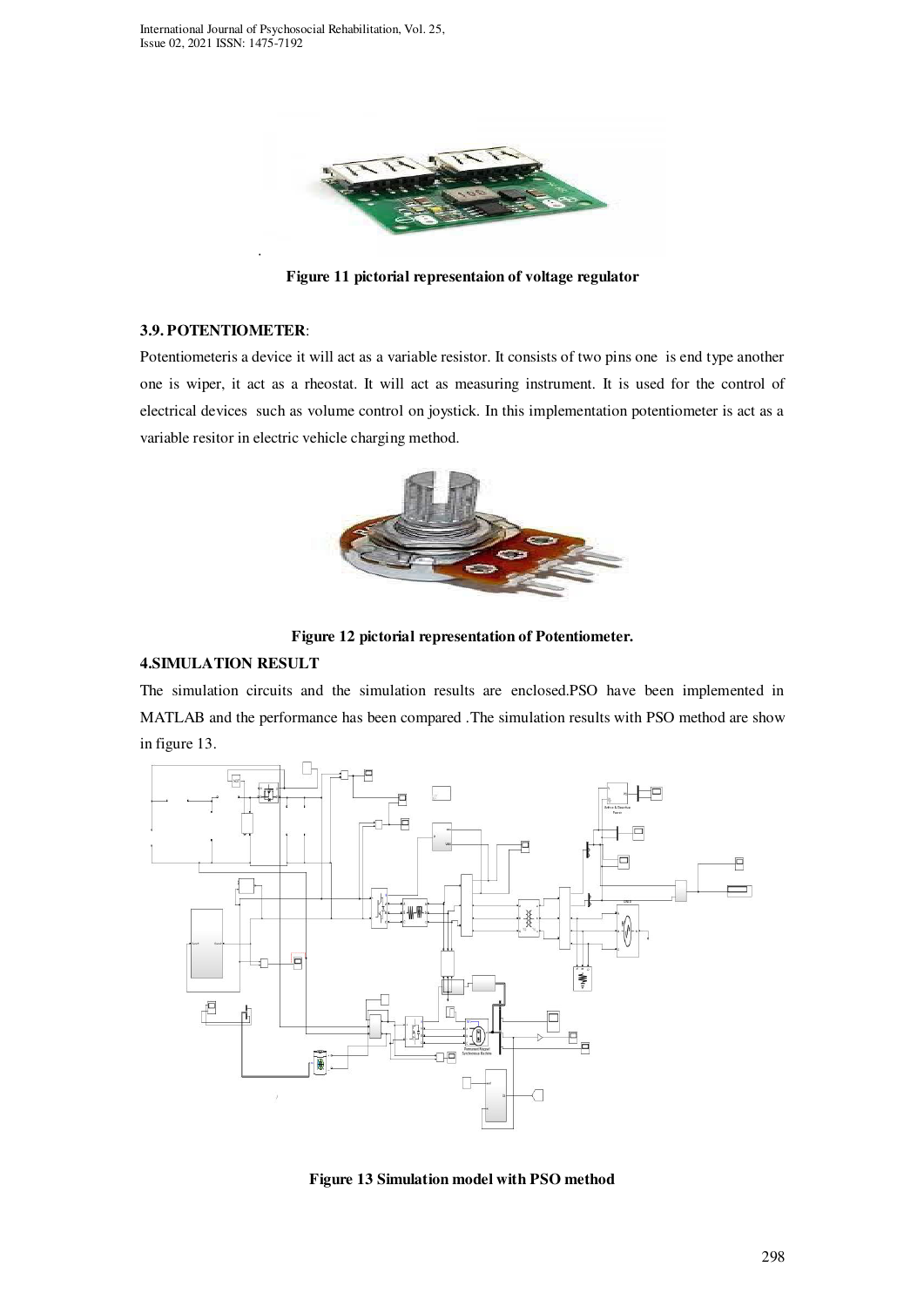.

**Figure 11 pictorial representaion of voltage regulator**

**3.9. POTENTIOMETER**:

Potentiometeris a device it will act as a variable resistor. It consists of two pins one is end type another one is wiper, it act as a rheostat. It will act as measuring instrument. It is used for the control of electrical devices such as volume control on joystick. In this implementation potentiometer is act as a variable resitor in electric vehicle charging method.

**Figure 12 pictorial representation of Potentiometer.**

**4.SIMULATION RESULT**

The simulation circuits and the simulation results are enclosed.PSO have been implemented in MATLAB and the performance has been compared .The simulation results with PSO method are show in figure 13.

**Figure 13 Simulation model with PSO method**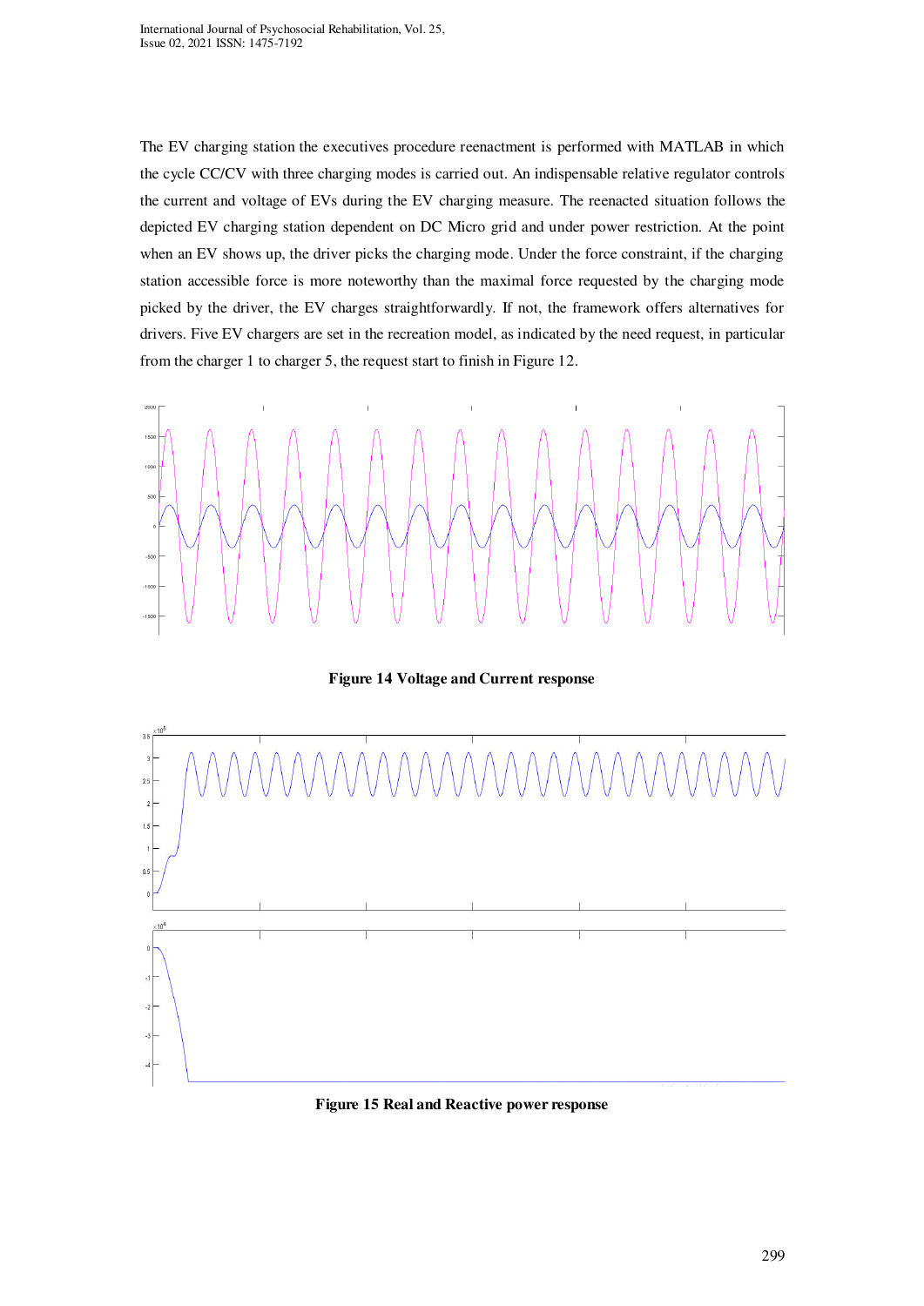The EV charging station the executives procedure reenactment is performed with MATLAB in which the cycle CC/CV with three charging modes is carried out. An indispensable relative regulator controls the current and voltage of EVs during the EV charging measure. The reenacted situation follows the depicted EV charging station dependent on DC Micro grid and under power restriction. At the point when an EV shows up, the driver picks the charging mode. Under the force constraint, if the charging station accessible force is more noteworthy than the maximal force requested by the charging mode picked by the driver, the EV charges straightforwardly. If not, the framework offers alternatives for drivers. Five EV chargers are set in the recreation model, as indicated by the need request, in particular from the charger 1 to charger 5, the request start to finish in Figure 12.

**Figure 14 Voltage and Current response**

**Figure 15 Real and Reactive power response**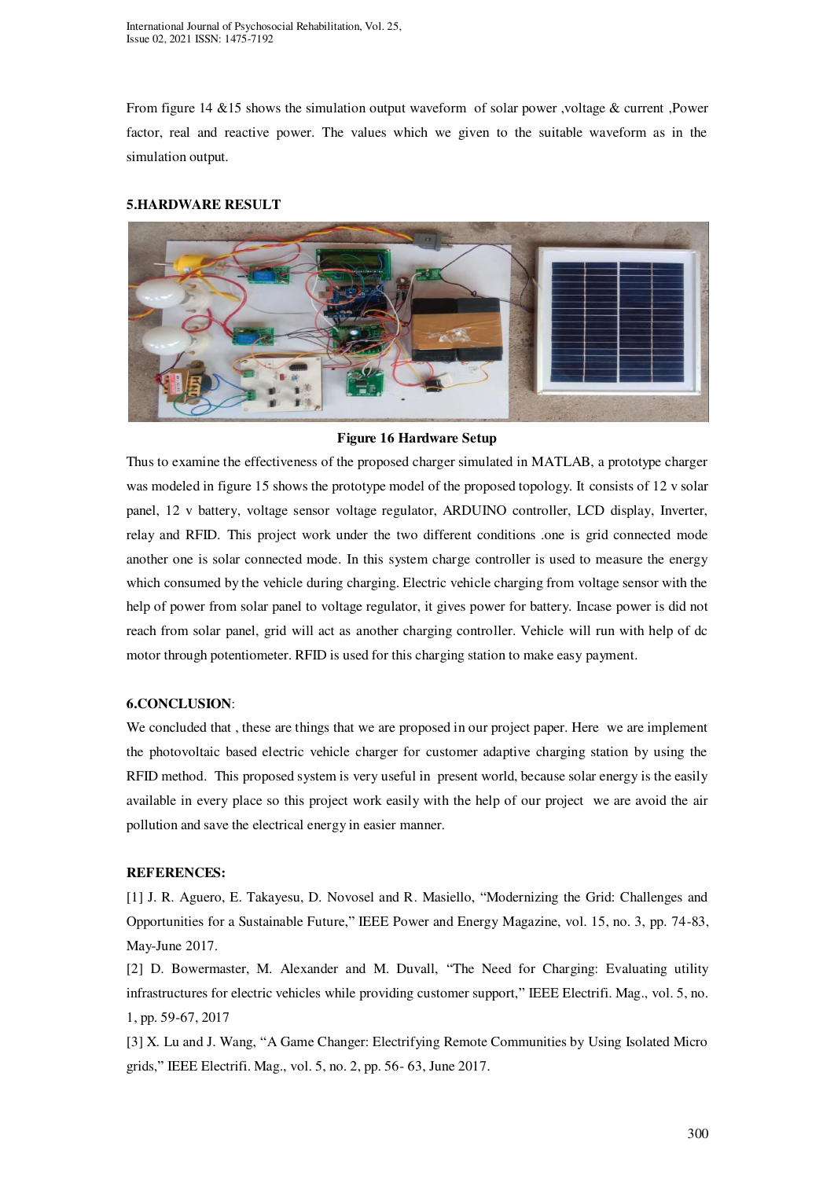From figure 14 &15 shows the simulation output waveform of solar power ,voltage & current ,Power factor, real and reactive power. The values which we given to the suitable waveform as in the simulation output.

## 5.HARDWARE RESULT

**Figure 16 Hardware Setup**

Thus to examine the effectiveness of the proposed charger simulated in MATLAB, a prototype charger was modeled in figure 15 shows the prototype model of the proposed topology. It consists of 12 v solar panel, 12 v battery, voltage sensor voltage regulator, ARDUINO controller, LCD display, Inverter, relay and RFID. This project work under the two different conditions .one is grid connected mode another one is solar connected mode. In this system charge controller is used to measure the energy which consumed by the vehicle during charging. Electric vehicle charging from voltage sensor with the help of power from solar panel to voltage regulator, it gives power for battery. Incase power is did not reach from solar panel, grid will act as another charging controller. Vehicle will run with help of dc motor through potentiometer. RFID is used for this charging station to make easy payment.

## 6.CONCLUSION:

We concluded that , these are things that we are proposed in our project paper. Here we are implement the photovoltaic based electric vehicle charger for customer adaptive charging station by using the RFID method. This proposed system is very useful in present world, because solar energy is the easily available in every place so this project work easily with the help of our project we are avoid the air pollution and save the electrical energy in easier manner.

## REFERENCES:

[1] J. R. Aguero, E. Takayesu, D. Novosel and R. Masiello, "Modernizing the Grid: Challenges and Opportunities for a Sustainable Future," IEEE Power and Energy Magazine, vol. 15, no. 3, pp. 74-83, May-June 2017.

[2] D. Bowermaster, M. Alexander and M. Duvall, "The Need for Charging: Evaluating utility infrastructures for electric vehicles while providing customer support," IEEE Electrifi. Mag., vol. 5, no. 1, pp. 59-67, 2017

[3] X. Lu and J. Wang, "A Game Changer: Electrifying Remote Communities by Using Isolated Micro grids," IEEE Electrifi. Mag., vol. 5, no. 2, pp. 56- 63, June 2017.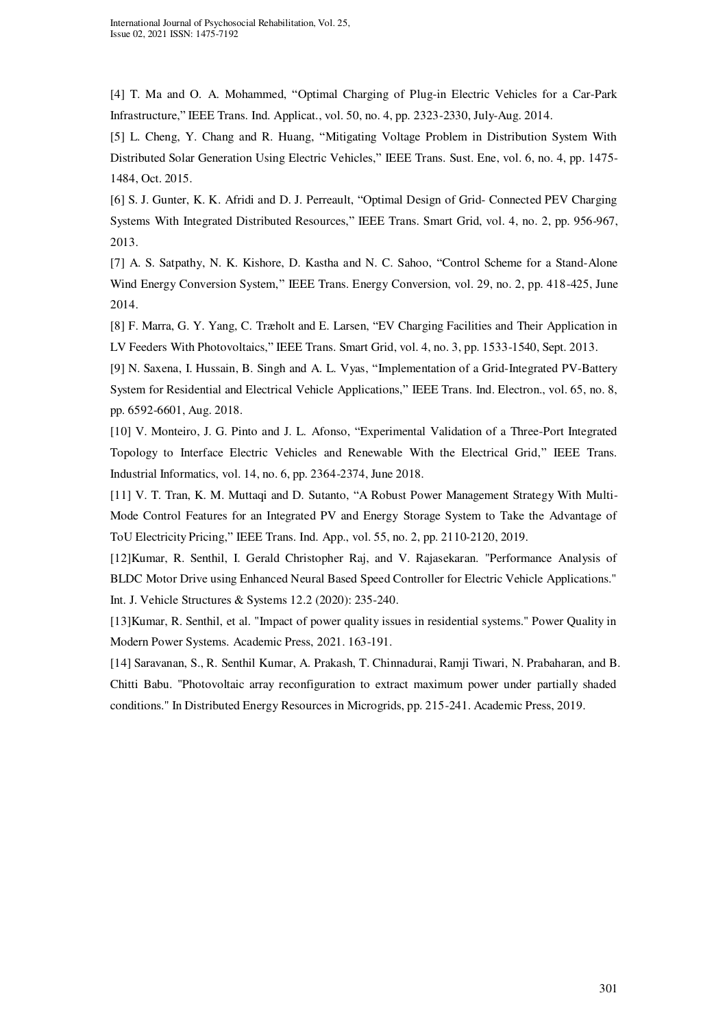[4] T. Ma and O. A. Mohammed, "Optimal Charging of Plug-in Electric Vehicles for a Car-Park Infrastructure," IEEE Trans. Ind. Applicat., vol. 50, no. 4, pp. 2323-2330, July-Aug. 2014.

[5] L. Cheng, Y. Chang and R. Huang, "Mitigating Voltage Problem in Distribution System With Distributed Solar Generation Using Electric Vehicles," IEEE Trans. Sust. Ene, vol. 6, no. 4, pp. 1475-1484, Oct. 2015.

[6] S. J. Gunter, K. K. Afridi and D. J. Perreault, "Optimal Design of Grid- Connected PEV Charging Systems With Integrated Distributed Resources," IEEE Trans. Smart Grid, vol. 4, no. 2, pp. 956-967, 2013.

[7] A. S. Satpathy, N. K. Kishore, D. Kastha and N. C. Sahoo, "Control Scheme for a Stand-Alone Wind Energy Conversion System," IEEE Trans. Energy Conversion, vol. 29, no. 2, pp. 418-425, June 2014.

[8] F. Marra, G. Y. Yang, C. Træholt and E. Larsen, "EV Charging Facilities and Their Application in LV Feeders With Photovoltaics," IEEE Trans. Smart Grid, vol. 4, no. 3, pp. 1533-1540, Sept. 2013.

[9] N. Saxena, I. Hussain, B. Singh and A. L. Vyas, "Implementation of a Grid-Integrated PV-Battery System for Residential and Electrical Vehicle Applications," IEEE Trans. Ind. Electron., vol. 65, no. 8, pp. 6592-6601, Aug. 2018.

[10] V. Monteiro, J. G. Pinto and J. L. Afonso, "Experimental Validation of a Three-Port Integrated Topology to Interface Electric Vehicles and Renewable With the Electrical Grid," IEEE Trans. Industrial Informatics, vol. 14, no. 6, pp. 2364-2374, June 2018.

[11] V. T. Tran, K. M. Muttaqi and D. Sutanto, "A Robust Power Management Strategy With Multi-Mode Control Features for an Integrated PV and Energy Storage System to Take the Advantage of ToU Electricity Pricing," IEEE Trans. Ind. App., vol. 55, no. 2, pp. 2110-2120, 2019.

[12]Kumar, R. Senthil, I. Gerald Christopher Raj, and V. Rajasekaran. "Performance Analysis of BLDC Motor Drive using Enhanced Neural Based Speed Controller for Electric Vehicle Applications." Int. J. Vehicle Structures & Systems 12.2 (2020): 235-240.

[13]Kumar, R. Senthil, et al. "Impact of power quality issues in residential systems." Power Quality in Modern Power Systems. Academic Press, 2021. 163-191.

[14] Saravanan, S., R. Senthil Kumar, A. Prakash, T. Chinnadurai, Ramji Tiwari, N. Prabaharan, and B. Chitti Babu. "Photovoltaic array reconfiguration to extract maximum power under partially shaded conditions." In Distributed Energy Resources in Microgrids, pp. 215-241. Academic Press, 2019.